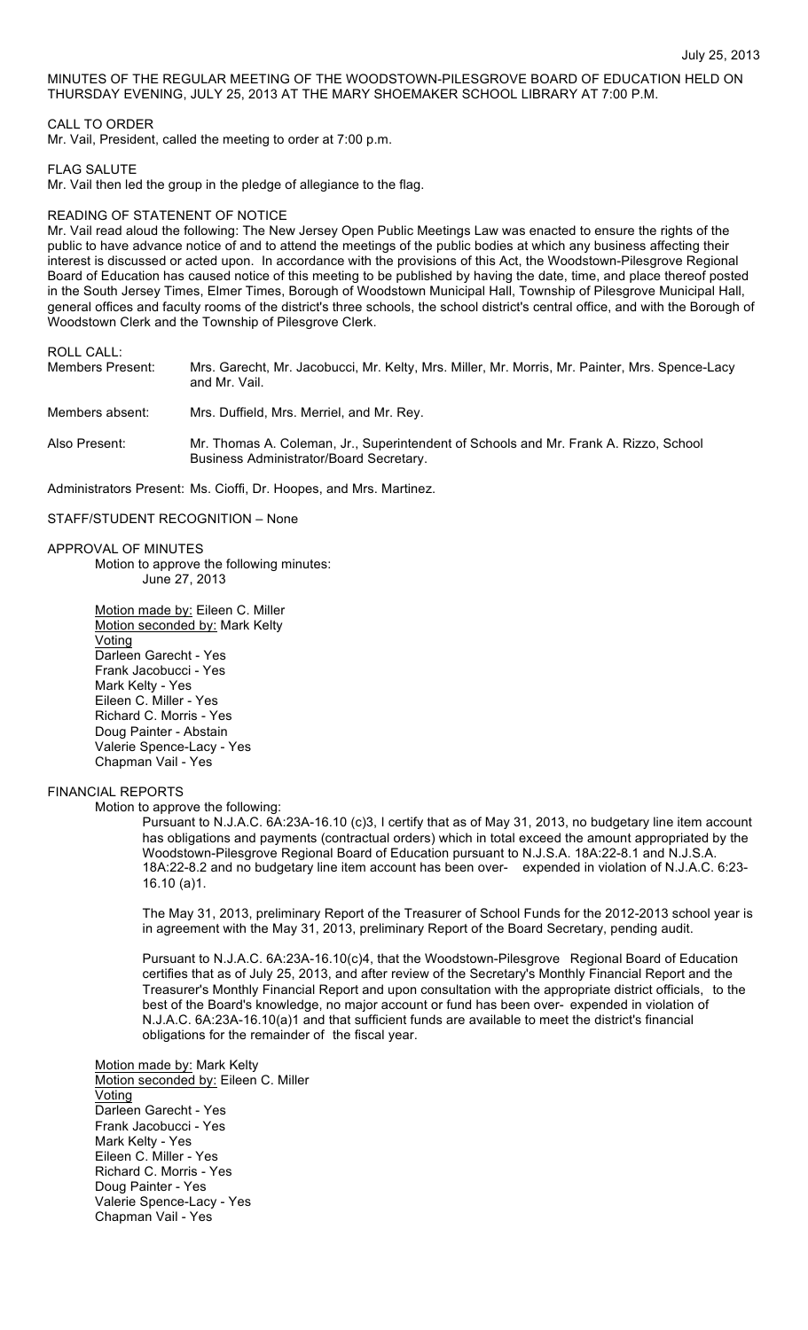July 25, 2013

MINUTES OF THE REGULAR MEETING OF THE WOODSTOWN-PILESGROVE BOARD OF EDUCATION HELD ON THURSDAY EVENING, JULY 25, 2013 AT THE MARY SHOEMAKER SCHOOL LIBRARY AT 7:00 P.M.

CALL TO ORDER
Mr. Vail, President, called the meeting to order at 7:00 p.m.

FLAG SALUTE
Mr. Vail then led the group in the pledge of allegiance to the flag.

READING OF STATENENT OF NOTICE
Mr. Vail read aloud the following: The New Jersey Open Public Meetings Law was enacted to ensure the rights of the public to have advance notice of and to attend the meetings of the public bodies at which any business affecting their interest is discussed or acted upon. In accordance with the provisions of this Act, the Woodstown-Pilesgrove Regional Board of Education has caused notice of this meeting to be published by having the date, time, and place thereof posted in the South Jersey Times, Elmer Times, Borough of Woodstown Municipal Hall, Township of Pilesgrove Municipal Hall, general offices and faculty rooms of the district's three schools, the school district's central office, and with the Borough of Woodstown Clerk and the Township of Pilesgrove Clerk.

ROLL CALL:

Members Present: Mrs. Garecht, Mr. Jacobucci, Mr. Kelty, Mrs. Miller, Mr. Morris, Mr. Painter, Mrs. Spence-Lacy and Mr. Vail.

Members absent: Mrs. Duffield, Mrs. Merriel, and Mr. Rey.

Also Present: Mr. Thomas A. Coleman, Jr., Superintendent of Schools and Mr. Frank A. Rizzo, School Business Administrator/Board Secretary.

Administrators Present: Ms. Cioffi, Dr. Hoopes, and Mrs. Martinez.

STAFF/STUDENT RECOGNITION – None

APPROVAL OF MINUTES

Motion to approve the following minutes:
June 27, 2013

Motion made by: Eileen C. Miller
Motion seconded by: Mark Kelty
Voting
Darleen Garecht - Yes
Frank Jacobucci - Yes
Mark Kelty - Yes
Eileen C. Miller - Yes
Richard C. Morris - Yes
Doug Painter - Abstain
Valerie Spence-Lacy - Yes
Chapman Vail - Yes

FINANCIAL REPORTS

Motion to approve the following:

Pursuant to N.J.A.C. 6A:23A-16.10 (c)3, I certify that as of May 31, 2013, no budgetary line item account has obligations and payments (contractual orders) which in total exceed the amount appropriated by the Woodstown-Pilesgrove Regional Board of Education pursuant to N.J.S.A. 18A:22-8.1 and N.J.S.A. 18A:22-8.2 and no budgetary line item account has been over- expended in violation of N.J.A.C. 6:23-16.10 (a)1.

The May 31, 2013, preliminary Report of the Treasurer of School Funds for the 2012-2013 school year is in agreement with the May 31, 2013, preliminary Report of the Board Secretary, pending audit.

Pursuant to N.J.A.C. 6A:23A-16.10(c)4, that the Woodstown-Pilesgrove Regional Board of Education certifies that as of July 25, 2013, and after review of the Secretary's Monthly Financial Report and the Treasurer's Monthly Financial Report and upon consultation with the appropriate district officials, to the best of the Board's knowledge, no major account or fund has been over- expended in violation of N.J.A.C. 6A:23A-16.10(a)1 and that sufficient funds are available to meet the district's financial obligations for the remainder of the fiscal year.

Motion made by: Mark Kelty
Motion seconded by: Eileen C. Miller
Voting
Darleen Garecht - Yes
Frank Jacobucci - Yes
Mark Kelty - Yes
Eileen C. Miller - Yes
Richard C. Morris - Yes
Doug Painter - Yes
Valerie Spence-Lacy - Yes
Chapman Vail - Yes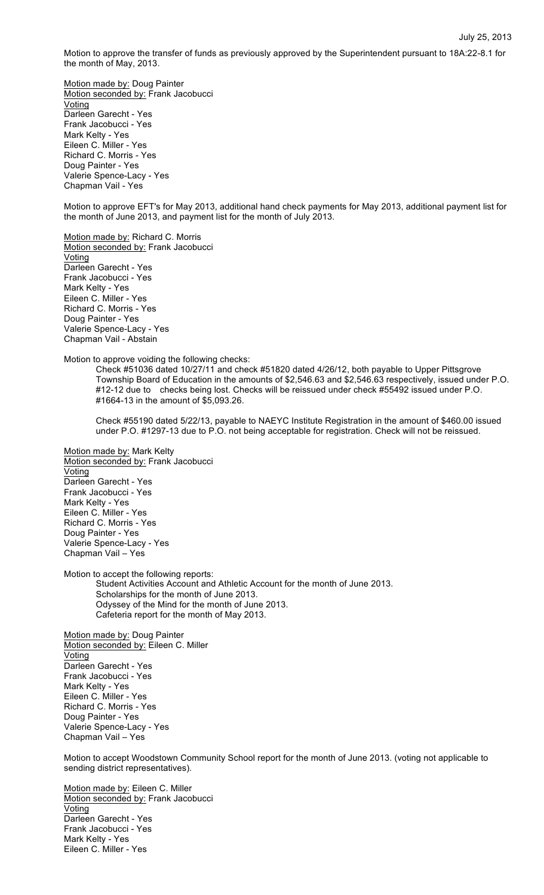July 25, 2013

Motion to approve the transfer of funds as previously approved by the Superintendent pursuant to 18A:22-8.1 for the month of May, 2013.

Motion made by: Doug Painter
Motion seconded by: Frank Jacobucci
Voting
Darleen Garecht - Yes
Frank Jacobucci - Yes
Mark Kelty - Yes
Eileen C. Miller - Yes
Richard C. Morris - Yes
Doug Painter - Yes
Valerie Spence-Lacy - Yes
Chapman Vail - Yes

Motion to approve EFT's for May 2013, additional hand check payments for May 2013, additional payment list for the month of June 2013, and payment list for the month of July 2013.

Motion made by: Richard C. Morris
Motion seconded by: Frank Jacobucci
Voting
Darleen Garecht - Yes
Frank Jacobucci - Yes
Mark Kelty - Yes
Eileen C. Miller - Yes
Richard C. Morris - Yes
Doug Painter - Yes
Valerie Spence-Lacy - Yes
Chapman Vail - Abstain

Motion to approve voiding the following checks:

Check #51036 dated 10/27/11 and check #51820 dated 4/26/12, both payable to Upper Pittsgrove Township Board of Education in the amounts of $2,546.63 and $2,546.63 respectively, issued under P.O. #12-12 due to checks being lost. Checks will be reissued under check #55492 issued under P.O. #1664-13 in the amount of $5,093.26.

Check #55190 dated 5/22/13, payable to NAEYC Institute Registration in the amount of $460.00 issued under P.O. #1297-13 due to P.O. not being acceptable for registration. Check will not be reissued.

Motion made by: Mark Kelty
Motion seconded by: Frank Jacobucci
Voting
Darleen Garecht - Yes
Frank Jacobucci - Yes
Mark Kelty - Yes
Eileen C. Miller - Yes
Richard C. Morris - Yes
Doug Painter - Yes
Valerie Spence-Lacy - Yes
Chapman Vail – Yes

Motion to accept the following reports:

Student Activities Account and Athletic Account for the month of June 2013.
Scholarships for the month of June 2013.
Odyssey of the Mind for the month of June 2013.
Cafeteria report for the month of May 2013.

Motion made by: Doug Painter
Motion seconded by: Eileen C. Miller
Voting
Darleen Garecht - Yes
Frank Jacobucci - Yes
Mark Kelty - Yes
Eileen C. Miller - Yes
Richard C. Morris - Yes
Doug Painter - Yes
Valerie Spence-Lacy - Yes
Chapman Vail – Yes

Motion to accept Woodstown Community School report for the month of June 2013. (voting not applicable to sending district representatives).

Motion made by: Eileen C. Miller
Motion seconded by: Frank Jacobucci
Voting
Darleen Garecht - Yes
Frank Jacobucci - Yes
Mark Kelty - Yes
Eileen C. Miller - Yes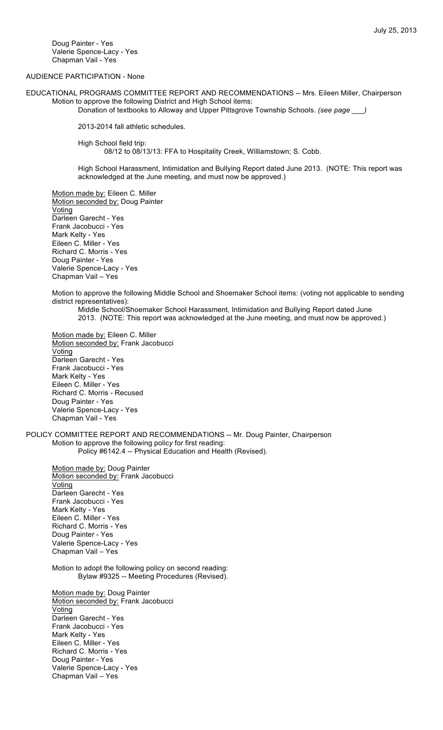Doug Painter - Yes
Valerie Spence-Lacy - Yes
Chapman Vail - Yes

AUDIENCE PARTICIPATION - None

EDUCATIONAL PROGRAMS COMMITTEE REPORT AND RECOMMENDATIONS -- Mrs. Eileen Miller, Chairperson

Motion to approve the following District and High School items:

Donation of textbooks to Alloway and Upper Pittsgrove Township Schools. *(see page ___)*

2013-2014 fall athletic schedules.

High School field trip:
08/12 to 08/13/13: FFA to Hospitality Creek, Williamstown; S. Cobb.

High School Harassment, Intimidation and Bullying Report dated June 2013. (NOTE: This report was acknowledged at the June meeting, and must now be approved.)

Motion made by: Eileen C. Miller
Motion seconded by: Doug Painter
Voting
Darleen Garecht - Yes
Frank Jacobucci - Yes
Mark Kelty - Yes
Eileen C. Miller - Yes
Richard C. Morris - Yes
Doug Painter - Yes
Valerie Spence-Lacy - Yes
Chapman Vail – Yes

Motion to approve the following Middle School and Shoemaker School items: (voting not applicable to sending district representatives):

Middle School/Shoemaker School Harassment, Intimidation and Bullying Report dated June 2013. (NOTE: This report was acknowledged at the June meeting, and must now be approved.)

Motion made by: Eileen C. Miller
Motion seconded by: Frank Jacobucci
Voting
Darleen Garecht - Yes
Frank Jacobucci - Yes
Mark Kelty - Yes
Eileen C. Miller - Yes
Richard C. Morris - Recused
Doug Painter - Yes
Valerie Spence-Lacy - Yes
Chapman Vail - Yes

POLICY COMMITTEE REPORT AND RECOMMENDATIONS -- Mr. Doug Painter, Chairperson

Motion to approve the following policy for first reading:
Policy #6142.4 -- Physical Education and Health (Revised).

Motion made by: Doug Painter
Motion seconded by: Frank Jacobucci
Voting
Darleen Garecht - Yes
Frank Jacobucci - Yes
Mark Kelty - Yes
Eileen C. Miller - Yes
Richard C. Morris - Yes
Doug Painter - Yes
Valerie Spence-Lacy - Yes
Chapman Vail – Yes

Motion to adopt the following policy on second reading:
Bylaw #9325 -- Meeting Procedures (Revised).

Motion made by: Doug Painter
Motion seconded by: Frank Jacobucci
Voting
Darleen Garecht - Yes
Frank Jacobucci - Yes
Mark Kelty - Yes
Eileen C. Miller - Yes
Richard C. Morris - Yes
Doug Painter - Yes
Valerie Spence-Lacy - Yes
Chapman Vail – Yes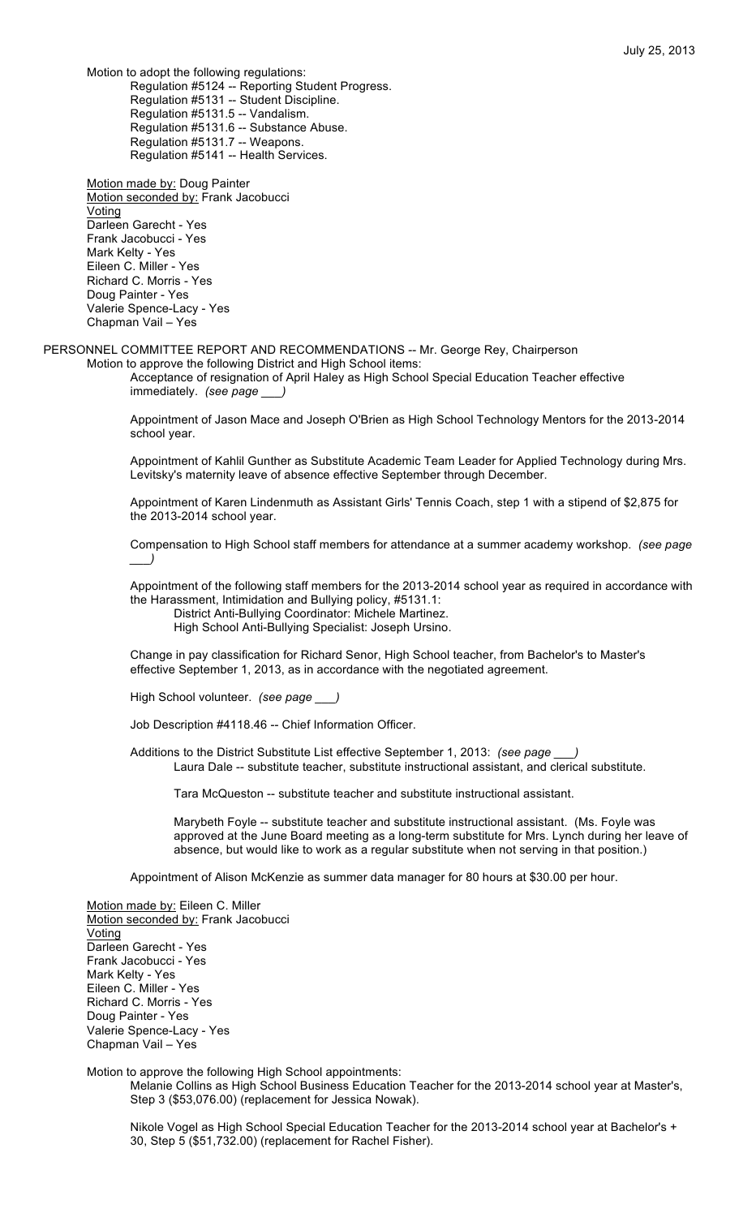Motion to adopt the following regulations:

Regulation #5124 -- Reporting Student Progress.
Regulation #5131 -- Student Discipline.
Regulation #5131.5 -- Vandalism.
Regulation #5131.6 -- Substance Abuse.
Regulation #5131.7 -- Weapons.
Regulation #5141 -- Health Services.

Motion made by: Doug Painter
Motion seconded by: Frank Jacobucci
Voting
Darleen Garecht - Yes
Frank Jacobucci - Yes
Mark Kelty - Yes
Eileen C. Miller - Yes
Richard C. Morris - Yes
Doug Painter - Yes
Valerie Spence-Lacy - Yes
Chapman Vail – Yes

PERSONNEL COMMITTEE REPORT AND RECOMMENDATIONS -- Mr. George Rey, Chairperson

Motion to approve the following District and High School items:

Acceptance of resignation of April Haley as High School Special Education Teacher effective immediately. *(see page \_\_\_)*

Appointment of Jason Mace and Joseph O'Brien as High School Technology Mentors for the 2013-2014 school year.

Appointment of Kahlil Gunther as Substitute Academic Team Leader for Applied Technology during Mrs. Levitsky's maternity leave of absence effective September through December.

Appointment of Karen Lindenmuth as Assistant Girls' Tennis Coach, step 1 with a stipend of $2,875 for the 2013-2014 school year.

Compensation to High School staff members for attendance at a summer academy workshop. *(see page \_\_\_)*

Appointment of the following staff members for the 2013-2014 school year as required in accordance with the Harassment, Intimidation and Bullying policy, #5131.1:

District Anti-Bullying Coordinator: Michele Martinez.
High School Anti-Bullying Specialist: Joseph Ursino.

Change in pay classification for Richard Senor, High School teacher, from Bachelor's to Master's effective September 1, 2013, as in accordance with the negotiated agreement.

High School volunteer. *(see page \_\_\_)*

Job Description #4118.46 -- Chief Information Officer.

Additions to the District Substitute List effective September 1, 2013: *(see page \_\_\_)*

Laura Dale -- substitute teacher, substitute instructional assistant, and clerical substitute.

Tara McQueston -- substitute teacher and substitute instructional assistant.

Marybeth Foyle -- substitute teacher and substitute instructional assistant. (Ms. Foyle was approved at the June Board meeting as a long-term substitute for Mrs. Lynch during her leave of absence, but would like to work as a regular substitute when not serving in that position.)

Appointment of Alison McKenzie as summer data manager for 80 hours at $30.00 per hour.

Motion made by: Eileen C. Miller
Motion seconded by: Frank Jacobucci
Voting
Darleen Garecht - Yes
Frank Jacobucci - Yes
Mark Kelty - Yes
Eileen C. Miller - Yes
Richard C. Morris - Yes
Doug Painter - Yes
Valerie Spence-Lacy - Yes
Chapman Vail – Yes

Motion to approve the following High School appointments:

Melanie Collins as High School Business Education Teacher for the 2013-2014 school year at Master's, Step 3 ($53,076.00) (replacement for Jessica Nowak).

Nikole Vogel as High School Special Education Teacher for the 2013-2014 school year at Bachelor's + 30, Step 5 ($51,732.00) (replacement for Rachel Fisher).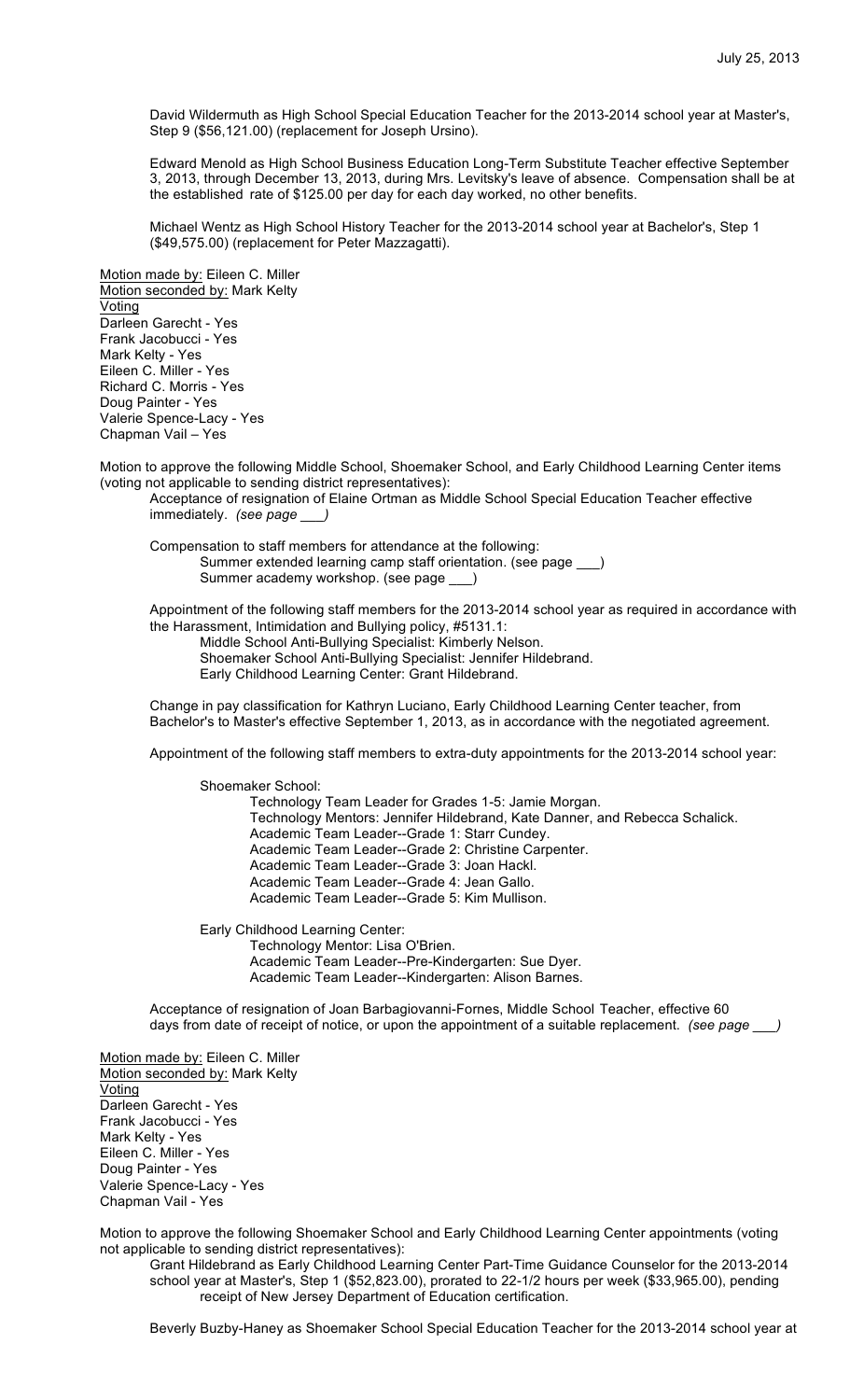David Wildermuth as High School Special Education Teacher for the 2013-2014 school year at Master's, Step 9 ($56,121.00) (replacement for Joseph Ursino).

Edward Menold as High School Business Education Long-Term Substitute Teacher effective September 3, 2013, through December 13, 2013, during Mrs. Levitsky's leave of absence. Compensation shall be at the established rate of $125.00 per day for each day worked, no other benefits.

Michael Wentz as High School History Teacher for the 2013-2014 school year at Bachelor's, Step 1 ($49,575.00) (replacement for Peter Mazzagatti).

Motion made by: Eileen C. Miller
Motion seconded by: Mark Kelty
Voting
Darleen Garecht - Yes
Frank Jacobucci - Yes
Mark Kelty - Yes
Eileen C. Miller - Yes
Richard C. Morris - Yes
Doug Painter - Yes
Valerie Spence-Lacy - Yes
Chapman Vail – Yes

Motion to approve the following Middle School, Shoemaker School, and Early Childhood Learning Center items (voting not applicable to sending district representatives):

Acceptance of resignation of Elaine Ortman as Middle School Special Education Teacher effective immediately. *(see page ___)*

Compensation to staff members for attendance at the following:
- Summer extended learning camp staff orientation. (see page ___)
- Summer academy workshop. (see page ___)

Appointment of the following staff members for the 2013-2014 school year as required in accordance with the Harassment, Intimidation and Bullying policy, #5131.1:
- Middle School Anti-Bullying Specialist: Kimberly Nelson.
- Shoemaker School Anti-Bullying Specialist: Jennifer Hildebrand.
- Early Childhood Learning Center: Grant Hildebrand.

Change in pay classification for Kathryn Luciano, Early Childhood Learning Center teacher, from Bachelor's to Master's effective September 1, 2013, as in accordance with the negotiated agreement.

Appointment of the following staff members to extra-duty appointments for the 2013-2014 school year:

Shoemaker School:
- Technology Team Leader for Grades 1-5: Jamie Morgan.
- Technology Mentors: Jennifer Hildebrand, Kate Danner, and Rebecca Schalick.
- Academic Team Leader--Grade 1: Starr Cundey.
- Academic Team Leader--Grade 2: Christine Carpenter.
- Academic Team Leader--Grade 3: Joan Hackl.
- Academic Team Leader--Grade 4: Jean Gallo.
- Academic Team Leader--Grade 5: Kim Mullison.

Early Childhood Learning Center:
- Technology Mentor: Lisa O'Brien.
- Academic Team Leader--Pre-Kindergarten: Sue Dyer.
- Academic Team Leader--Kindergarten: Alison Barnes.

Acceptance of resignation of Joan Barbagiovanni-Fornes, Middle School Teacher, effective 60 days from date of receipt of notice, or upon the appointment of a suitable replacement. *(see page ___)*

Motion made by: Eileen C. Miller
Motion seconded by: Mark Kelty
Voting
Darleen Garecht - Yes
Frank Jacobucci - Yes
Mark Kelty - Yes
Eileen C. Miller - Yes
Doug Painter - Yes
Valerie Spence-Lacy - Yes
Chapman Vail - Yes

Motion to approve the following Shoemaker School and Early Childhood Learning Center appointments (voting not applicable to sending district representatives):

Grant Hildebrand as Early Childhood Learning Center Part-Time Guidance Counselor for the 2013-2014 school year at Master's, Step 1 ($52,823.00), prorated to 22-1/2 hours per week ($33,965.00), pending receipt of New Jersey Department of Education certification.

Beverly Buzby-Haney as Shoemaker School Special Education Teacher for the 2013-2014 school year at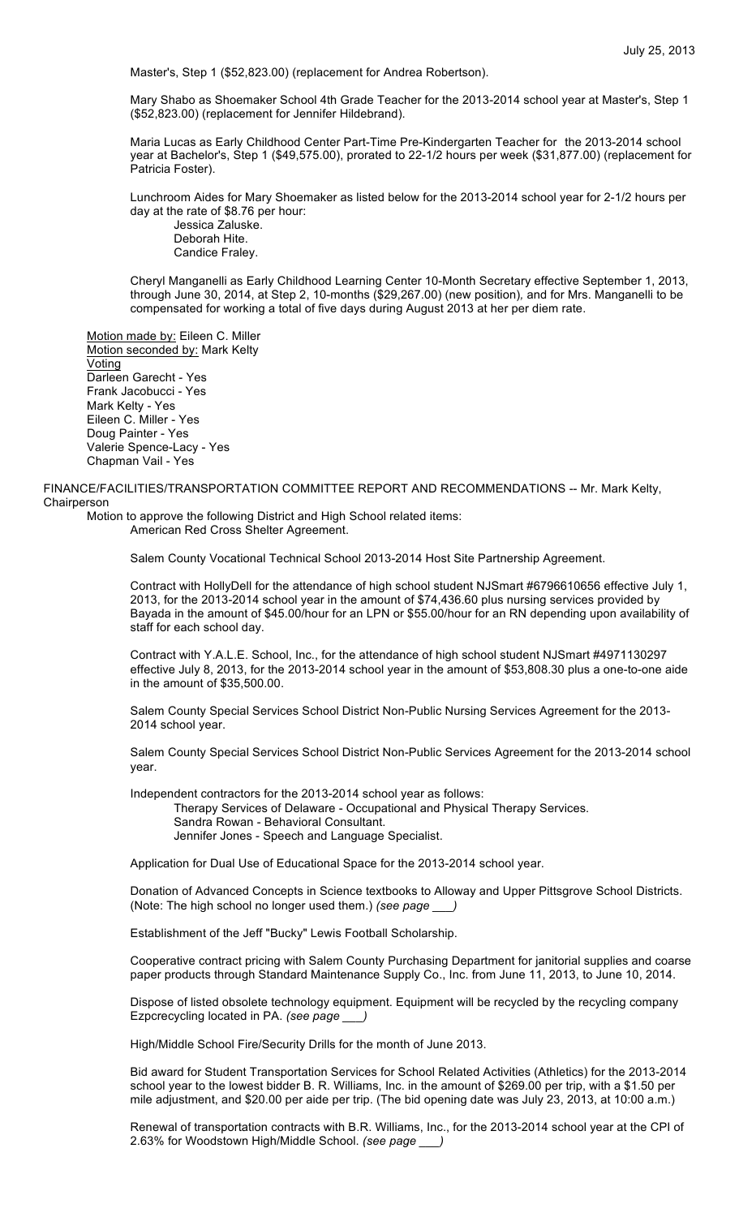Master's, Step 1 ($52,823.00) (replacement for Andrea Robertson).

Mary Shabo as Shoemaker School 4th Grade Teacher for the 2013-2014 school year at Master's, Step 1 ($52,823.00) (replacement for Jennifer Hildebrand).

Maria Lucas as Early Childhood Center Part-Time Pre-Kindergarten Teacher for the 2013-2014 school year at Bachelor's, Step 1 ($49,575.00), prorated to 22-1/2 hours per week ($31,877.00) (replacement for Patricia Foster).

Lunchroom Aides for Mary Shoemaker as listed below for the 2013-2014 school year for 2-1/2 hours per day at the rate of $8.76 per hour:

- Jessica Zaluske.
- Deborah Hite.
- Candice Fraley.

Cheryl Manganelli as Early Childhood Learning Center 10-Month Secretary effective September 1, 2013, through June 30, 2014, at Step 2, 10-months ($29,267.00) (new position), and for Mrs. Manganelli to be compensated for working a total of five days during August 2013 at her per diem rate.

Motion made by: Eileen C. Miller
Motion seconded by: Mark Kelty
Voting
Darleen Garecht - Yes
Frank Jacobucci - Yes
Mark Kelty - Yes
Eileen C. Miller - Yes
Doug Painter - Yes
Valerie Spence-Lacy - Yes
Chapman Vail - Yes

FINANCE/FACILITIES/TRANSPORTATION COMMITTEE REPORT AND RECOMMENDATIONS -- Mr. Mark Kelty, Chairperson

Motion to approve the following District and High School related items:

American Red Cross Shelter Agreement.

Salem County Vocational Technical School 2013-2014 Host Site Partnership Agreement.

Contract with HollyDell for the attendance of high school student NJSmart #6796610656 effective July 1, 2013, for the 2013-2014 school year in the amount of $74,436.60 plus nursing services provided by Bayada in the amount of $45.00/hour for an LPN or $55.00/hour for an RN depending upon availability of staff for each school day.

Contract with Y.A.L.E. School, Inc., for the attendance of high school student NJSmart #4971130297 effective July 8, 2013, for the 2013-2014 school year in the amount of $53,808.30 plus a one-to-one aide in the amount of $35,500.00.

Salem County Special Services School District Non-Public Nursing Services Agreement for the 2013-2014 school year.

Salem County Special Services School District Non-Public Services Agreement for the 2013-2014 school year.

Independent contractors for the 2013-2014 school year as follows:

- Therapy Services of Delaware - Occupational and Physical Therapy Services.
- Sandra Rowan - Behavioral Consultant.
- Jennifer Jones - Speech and Language Specialist.

Application for Dual Use of Educational Space for the 2013-2014 school year.

Donation of Advanced Concepts in Science textbooks to Alloway and Upper Pittsgrove School Districts. (Note: The high school no longer used them.) *(see page ___)*

Establishment of the Jeff "Bucky" Lewis Football Scholarship.

Cooperative contract pricing with Salem County Purchasing Department for janitorial supplies and coarse paper products through Standard Maintenance Supply Co., Inc. from June 11, 2013, to June 10, 2014.

Dispose of listed obsolete technology equipment. Equipment will be recycled by the recycling company Ezpcrecycling located in PA. *(see page ___)*

High/Middle School Fire/Security Drills for the month of June 2013.

Bid award for Student Transportation Services for School Related Activities (Athletics) for the 2013-2014 school year to the lowest bidder B. R. Williams, Inc. in the amount of $269.00 per trip, with a $1.50 per mile adjustment, and $20.00 per aide per trip. (The bid opening date was July 23, 2013, at 10:00 a.m.)

Renewal of transportation contracts with B.R. Williams, Inc., for the 2013-2014 school year at the CPI of 2.63% for Woodstown High/Middle School. *(see page ___)*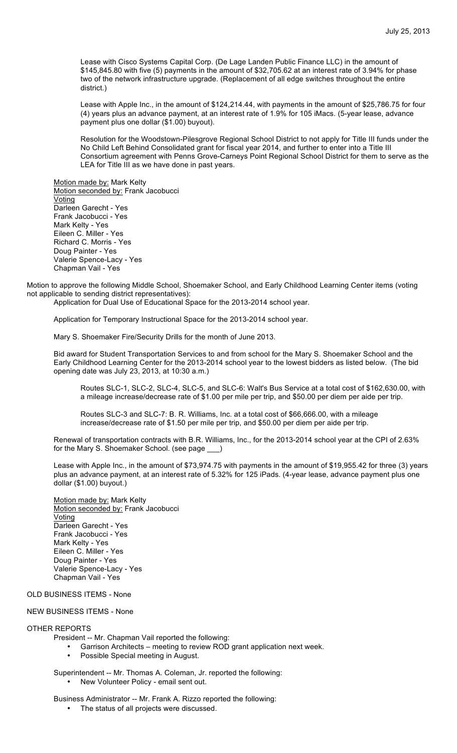Lease with Cisco Systems Capital Corp. (De Lage Landen Public Finance LLC) in the amount of $145,845.80 with five (5) payments in the amount of $32,705.62 at an interest rate of 3.94% for phase two of the network infrastructure upgrade. (Replacement of all edge switches throughout the entire district.)

Lease with Apple Inc., in the amount of $124,214.44, with payments in the amount of $25,786.75 for four (4) years plus an advance payment, at an interest rate of 1.9% for 105 iMacs. (5-year lease, advance payment plus one dollar ($1.00) buyout).

Resolution for the Woodstown-Pilesgrove Regional School District to not apply for Title III funds under the No Child Left Behind Consolidated grant for fiscal year 2014, and further to enter into a Title III Consortium agreement with Penns Grove-Carneys Point Regional School District for them to serve as the LEA for Title III as we have done in past years.

Motion made by: Mark Kelty
Motion seconded by: Frank Jacobucci
Voting
Darleen Garecht - Yes
Frank Jacobucci - Yes
Mark Kelty - Yes
Eileen C. Miller - Yes
Richard C. Morris - Yes
Doug Painter - Yes
Valerie Spence-Lacy - Yes
Chapman Vail - Yes

Motion to approve the following Middle School, Shoemaker School, and Early Childhood Learning Center items (voting not applicable to sending district representatives):

Application for Dual Use of Educational Space for the 2013-2014 school year.

Application for Temporary Instructional Space for the 2013-2014 school year.

Mary S. Shoemaker Fire/Security Drills for the month of June 2013.

Bid award for Student Transportation Services to and from school for the Mary S. Shoemaker School and the Early Childhood Learning Center for the 2013-2014 school year to the lowest bidders as listed below. (The bid opening date was July 23, 2013, at 10:30 a.m.)

Routes SLC-1, SLC-2, SLC-4, SLC-5, and SLC-6: Walt's Bus Service at a total cost of $162,630.00, with a mileage increase/decrease rate of $1.00 per mile per trip, and $50.00 per diem per aide per trip.

Routes SLC-3 and SLC-7: B. R. Williams, Inc. at a total cost of $66,666.00, with a mileage increase/decrease rate of $1.50 per mile per trip, and $50.00 per diem per aide per trip.

Renewal of transportation contracts with B.R. Williams, Inc., for the 2013-2014 school year at the CPI of 2.63% for the Mary S. Shoemaker School. (see page ___)

Lease with Apple Inc., in the amount of $73,974.75 with payments in the amount of $19,955.42 for three (3) years plus an advance payment, at an interest rate of 5.32% for 125 iPads. (4-year lease, advance payment plus one dollar ($1.00) buyout.)

Motion made by: Mark Kelty
Motion seconded by: Frank Jacobucci
Voting
Darleen Garecht - Yes
Frank Jacobucci - Yes
Mark Kelty - Yes
Eileen C. Miller - Yes
Doug Painter - Yes
Valerie Spence-Lacy - Yes
Chapman Vail - Yes

OLD BUSINESS ITEMS - None

NEW BUSINESS ITEMS - None

OTHER REPORTS

President -- Mr. Chapman Vail reported the following:

- Garrison Architects – meeting to review ROD grant application next week.
- Possible Special meeting in August.

Superintendent -- Mr. Thomas A. Coleman, Jr. reported the following:

- New Volunteer Policy - email sent out.

Business Administrator -- Mr. Frank A. Rizzo reported the following:

- The status of all projects were discussed.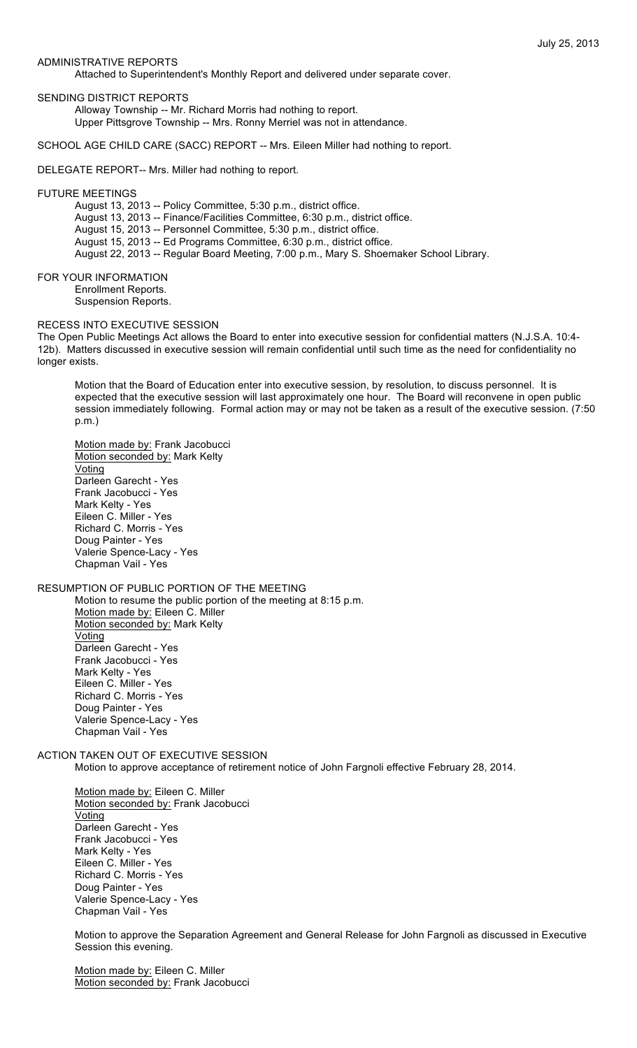## ADMINISTRATIVE REPORTS

Attached to Superintendent's Monthly Report and delivered under separate cover.

## SENDING DISTRICT REPORTS

Alloway Township -- Mr. Richard Morris had nothing to report.
Upper Pittsgrove Township -- Mrs. Ronny Merriel was not in attendance.

SCHOOL AGE CHILD CARE (SACC) REPORT -- Mrs. Eileen Miller had nothing to report.

DELEGATE REPORT-- Mrs. Miller had nothing to report.

## FUTURE MEETINGS

August 13, 2013 -- Policy Committee, 5:30 p.m., district office.
August 13, 2013 -- Finance/Facilities Committee, 6:30 p.m., district office.
August 15, 2013 -- Personnel Committee, 5:30 p.m., district office.
August 15, 2013 -- Ed Programs Committee, 6:30 p.m., district office.
August 22, 2013 -- Regular Board Meeting, 7:00 p.m., Mary S. Shoemaker School Library.

## FOR YOUR INFORMATION

Enrollment Reports.
Suspension Reports.

## RECESS INTO EXECUTIVE SESSION

The Open Public Meetings Act allows the Board to enter into executive session for confidential matters (N.J.S.A. 10:4-12b). Matters discussed in executive session will remain confidential until such time as the need for confidentiality no longer exists.

Motion that the Board of Education enter into executive session, by resolution, to discuss personnel. It is expected that the executive session will last approximately one hour. The Board will reconvene in open public session immediately following. Formal action may or may not be taken as a result of the executive session. (7:50 p.m.)

Motion made by: Frank Jacobucci
Motion seconded by: Mark Kelty
Voting
Darleen Garecht - Yes
Frank Jacobucci - Yes
Mark Kelty - Yes
Eileen C. Miller - Yes
Richard C. Morris - Yes
Doug Painter - Yes
Valerie Spence-Lacy - Yes
Chapman Vail - Yes

## RESUMPTION OF PUBLIC PORTION OF THE MEETING

Motion to resume the public portion of the meeting at 8:15 p.m.
Motion made by: Eileen C. Miller
Motion seconded by: Mark Kelty
Voting
Darleen Garecht - Yes
Frank Jacobucci - Yes
Mark Kelty - Yes
Eileen C. Miller - Yes
Richard C. Morris - Yes
Doug Painter - Yes
Valerie Spence-Lacy - Yes
Chapman Vail - Yes

## ACTION TAKEN OUT OF EXECUTIVE SESSION

Motion to approve acceptance of retirement notice of John Fargnoli effective February 28, 2014.

Motion made by: Eileen C. Miller
Motion seconded by: Frank Jacobucci
Voting
Darleen Garecht - Yes
Frank Jacobucci - Yes
Mark Kelty - Yes
Eileen C. Miller - Yes
Richard C. Morris - Yes
Doug Painter - Yes
Valerie Spence-Lacy - Yes
Chapman Vail - Yes

Motion to approve the Separation Agreement and General Release for John Fargnoli as discussed in Executive Session this evening.

Motion made by: Eileen C. Miller
Motion seconded by: Frank Jacobucci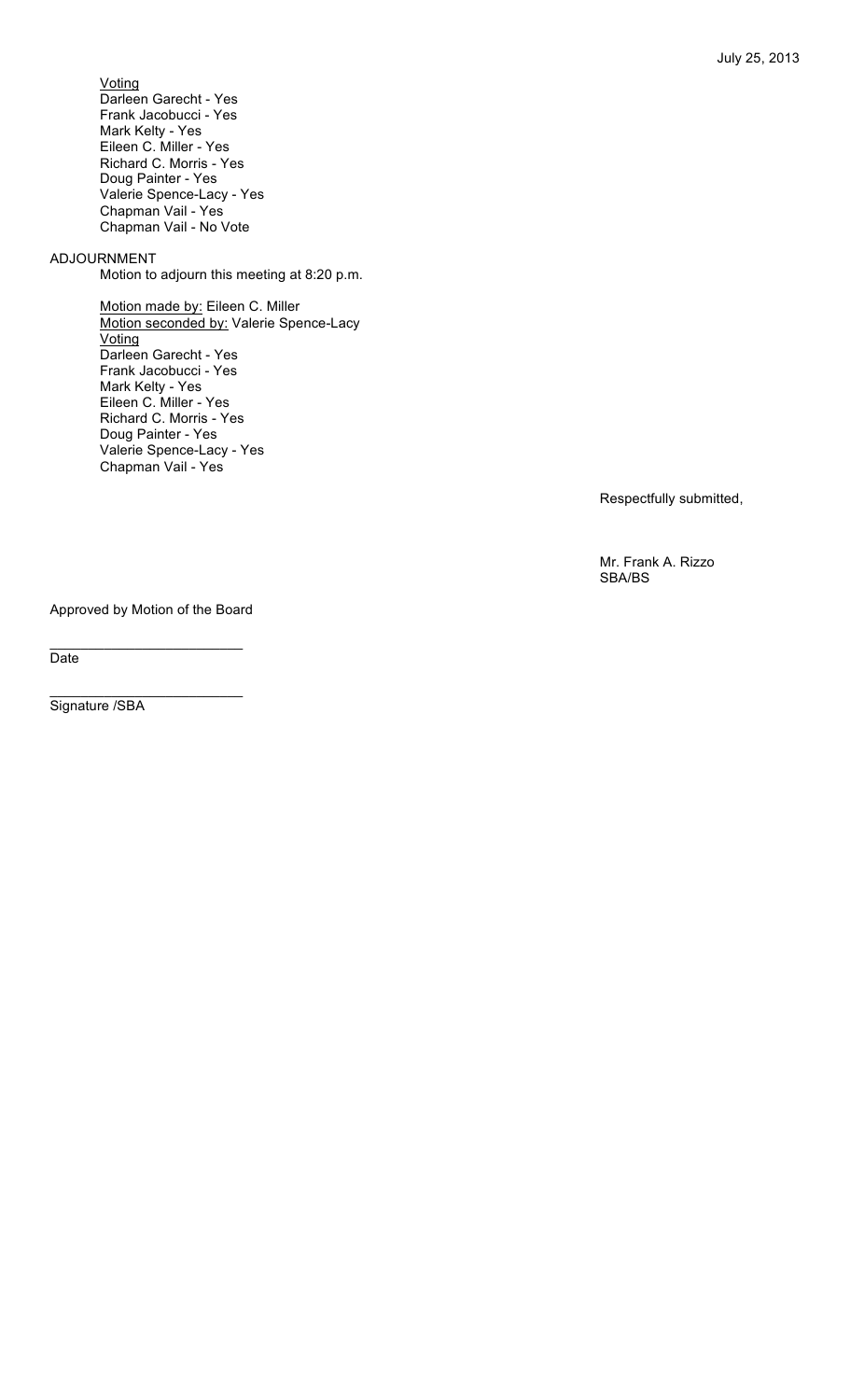Voting
Darleen Garecht - Yes
Frank Jacobucci - Yes
Mark Kelty - Yes
Eileen C. Miller - Yes
Richard C. Morris - Yes
Doug Painter - Yes
Valerie Spence-Lacy - Yes
Chapman Vail - Yes
Chapman Vail - No Vote

ADJOURNMENT

Motion to adjourn this meeting at 8:20 p.m.

Motion made by: Eileen C. Miller
Motion seconded by: Valerie Spence-Lacy
Voting
Darleen Garecht - Yes
Frank Jacobucci - Yes
Mark Kelty - Yes
Eileen C. Miller - Yes
Richard C. Morris - Yes
Doug Painter - Yes
Valerie Spence-Lacy - Yes
Chapman Vail - Yes

Respectfully submitted,

Mr. Frank A. Rizzo
SBA/BS

Approved by Motion of the Board

_________________________
Date

_________________________
Signature /SBA